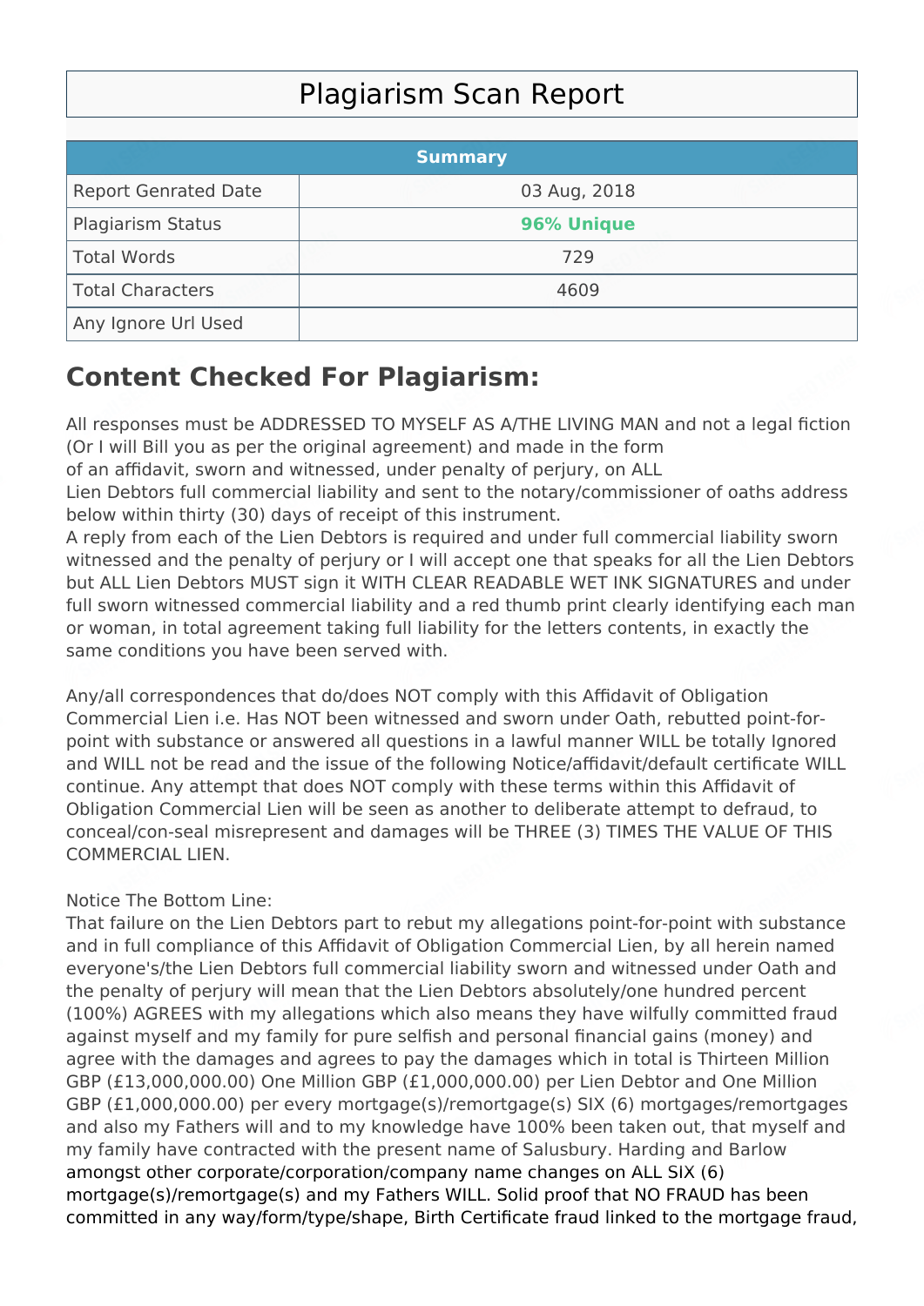# Plagiarism Scan Report

| Summary | |
|---|---|
| Report Genrated Date | 03 Aug, 2018 |
| Plagiarism Status | **96% Unique** |
| Total Words | 729 |
| Total Characters | 4609 |
| Any Ignore Url Used | |

## Content Checked For Plagiarism:

All responses must be ADDRESSED TO MYSELF AS A/THE LIVING MAN and not a legal fiction (Or I will Bill you as per the original agreement) and made in the form of an affidavit, sworn and witnessed, under penalty of perjury, on ALL Lien Debtors full commercial liability and sent to the notary/commissioner of oaths address below within thirty (30) days of receipt of this instrument.
A reply from each of the Lien Debtors is required and under full commercial liability sworn witnessed and the penalty of perjury or I will accept one that speaks for all the Lien Debtors but ALL Lien Debtors MUST sign it WITH CLEAR READABLE WET INK SIGNATURES and under full sworn witnessed commercial liability and a red thumb print clearly identifying each man or woman, in total agreement taking full liability for the letters contents, in exactly the same conditions you have been served with.

Any/all correspondences that do/does NOT comply with this Affidavit of Obligation Commercial Lien i.e. Has NOT been witnessed and sworn under Oath, rebutted point-for-point with substance or answered all questions in a lawful manner WILL be totally Ignored and WILL not be read and the issue of the following Notice/affidavit/default certificate WILL continue. Any attempt that does NOT comply with these terms within this Affidavit of Obligation Commercial Lien will be seen as another to deliberate attempt to defraud, to conceal/con-seal misrepresent and damages will be THREE (3) TIMES THE VALUE OF THIS COMMERCIAL LIEN.

Notice The Bottom Line:
That failure on the Lien Debtors part to rebut my allegations point-for-point with substance and in full compliance of this Affidavit of Obligation Commercial Lien, by all herein named everyone's/the Lien Debtors full commercial liability sworn and witnessed under Oath and the penalty of perjury will mean that the Lien Debtors absolutely/one hundred percent (100%) AGREES with my allegations which also means they have wilfully committed fraud against myself and my family for pure selfish and personal financial gains (money) and agree with the damages and agrees to pay the damages which in total is Thirteen Million GBP (£13,000,000.00) One Million GBP (£1,000,000.00) per Lien Debtor and One Million GBP (£1,000,000.00) per every mortgage(s)/remortgage(s) SIX (6) mortgages/remortgages and also my Fathers will and to my knowledge have 100% been taken out, that myself and my family have contracted with the present name of Salusbury. Harding and Barlow amongst other corporate/corporation/company name changes on ALL SIX (6) mortgage(s)/remortgage(s) and my Fathers WILL. Solid proof that NO FRAUD has been committed in any way/form/type/shape, Birth Certificate fraud linked to the mortgage fraud,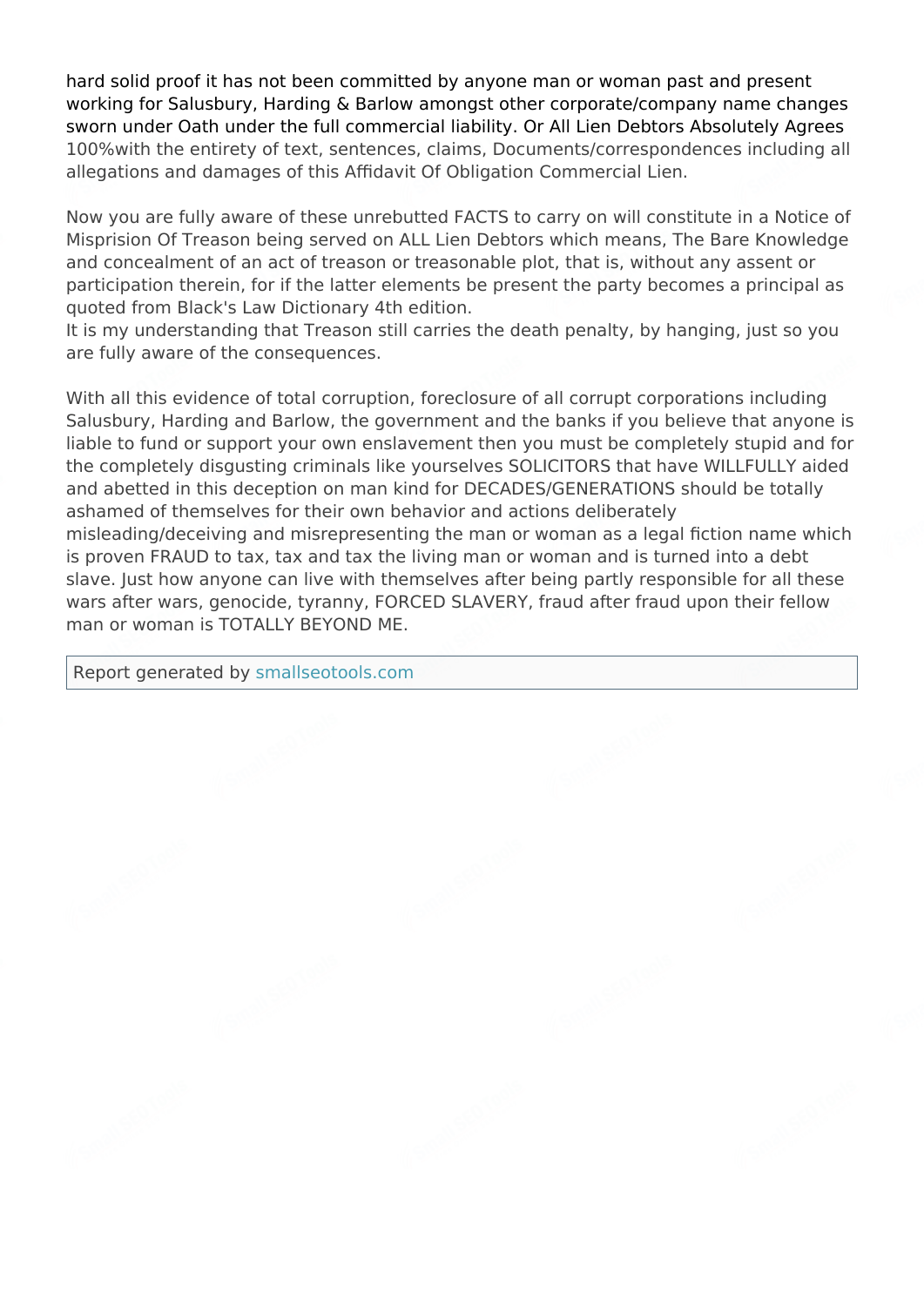hard solid proof it has not been committed by anyone man or woman past and present working for Salusbury, Harding & Barlow amongst other corporate/company name changes sworn under Oath under the full commercial liability. Or All Lien Debtors Absolutely Agrees 100%with the entirety of text, sentences, claims, Documents/correspondences including all allegations and damages of this Affidavit Of Obligation Commercial Lien.

Now you are fully aware of these unrebutted FACTS to carry on will constitute in a Notice of Misprision Of Treason being served on ALL Lien Debtors which means, The Bare Knowledge and concealment of an act of treason or treasonable plot, that is, without any assent or participation therein, for if the latter elements be present the party becomes a principal as quoted from Black's Law Dictionary 4th edition.
It is my understanding that Treason still carries the death penalty, by hanging, just so you are fully aware of the consequences.

With all this evidence of total corruption, foreclosure of all corrupt corporations including Salusbury, Harding and Barlow, the government and the banks if you believe that anyone is liable to fund or support your own enslavement then you must be completely stupid and for the completely disgusting criminals like yourselves SOLICITORS that have WILLFULLY aided and abetted in this deception on man kind for DECADES/GENERATIONS should be totally ashamed of themselves for their own behavior and actions deliberately misleading/deceiving and misrepresenting the man or woman as a legal fiction name which is proven FRAUD to tax, tax and tax the living man or woman and is turned into a debt slave. Just how anyone can live with themselves after being partly responsible for all these wars after wars, genocide, tyranny, FORCED SLAVERY, fraud after fraud upon their fellow man or woman is TOTALLY BEYOND ME.

Report generated by smallseotools.com